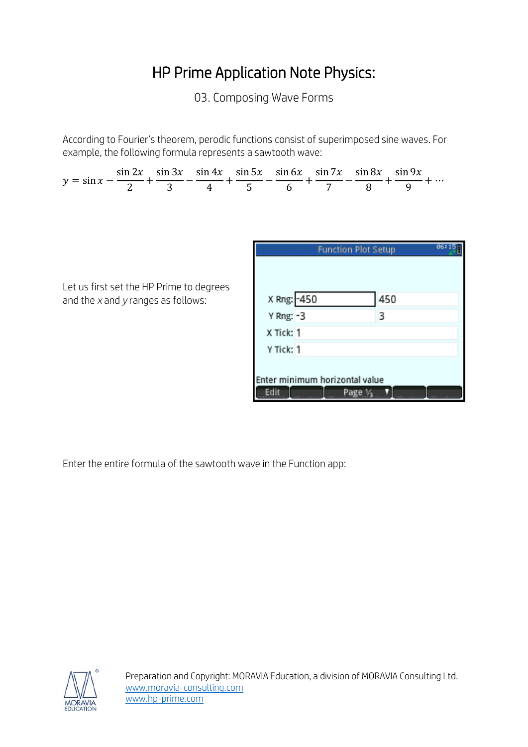# HP Prime Application Note Physics:

03. Composing Wave Forms

According to Fourier's theorem, perodic functions consist of superimposed sine waves. For example, the following formula represents a sawtooth wave:

$$y = \sin x - \frac{\sin 2x}{2} + \frac{\sin 3x}{3} - \frac{\sin 4x}{4} + \frac{\sin 5x}{5} - \frac{\sin 6x}{6} + \frac{\sin 7x}{7} - \frac{\sin 8x}{8} + \frac{\sin 9x}{9} + \cdots$$

Let us first set the HP Prime to degrees and the *x* and *y* ranges as follows:

Enter the entire formula of the sawtooth wave in the Function app: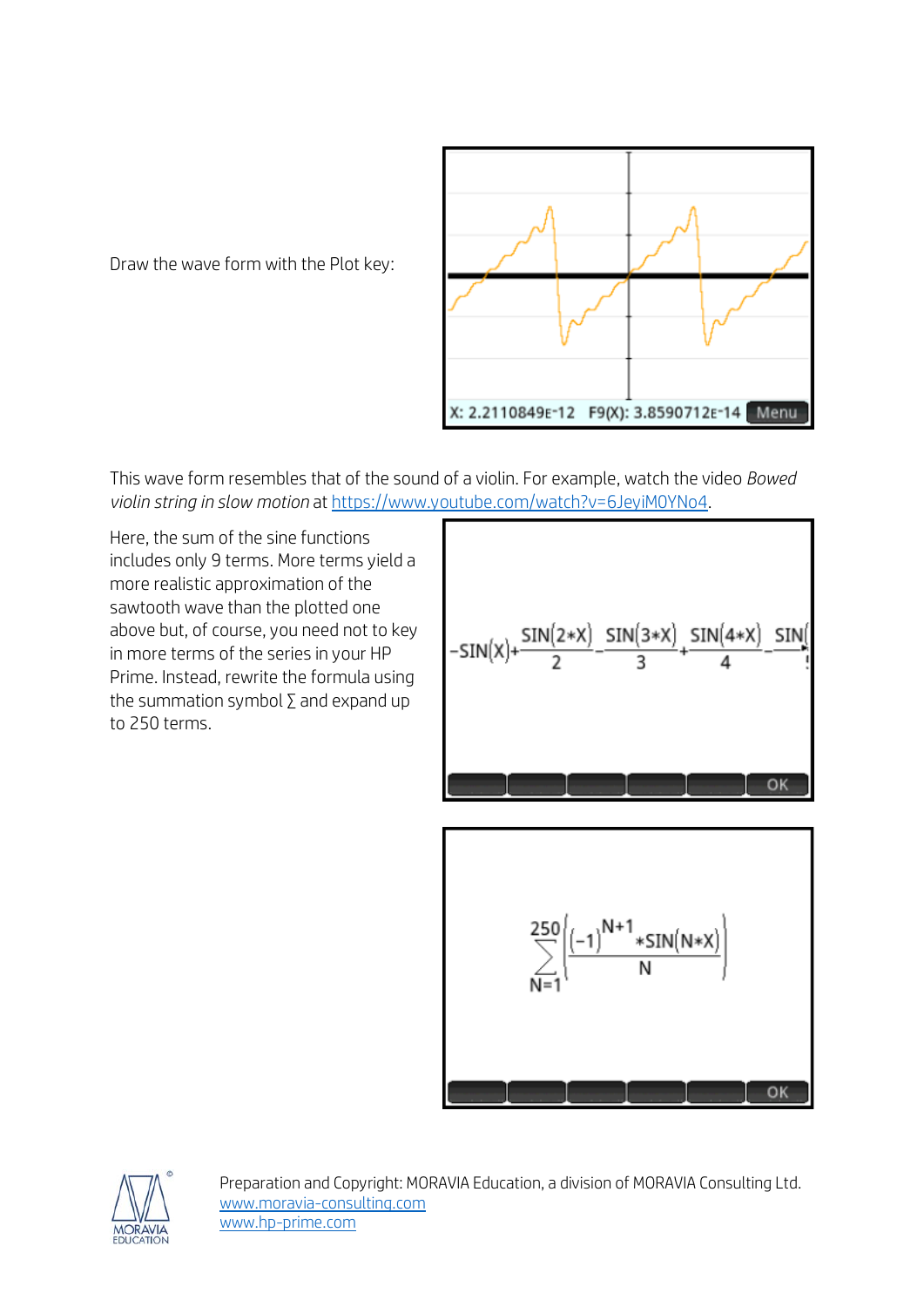Draw the wave form with the Plot key:

X: 2.2110849E-12 F9(X): 3.8590712E-14 Menu

This wave form resembles that of the sound of a violin. For example, watch the video *Bowed violin string in slow motion* at https://www.youtube.com/watch?v=6JeyiM0YNo4.

Here, the sum of the sine functions includes only 9 terms. More terms yield a more realistic approximation of the sawtooth wave than the plotted one above but, of course, you need not to key in more terms of the series in your HP Prime. Instead, rewrite the formula using the summation symbol ∑ and expand up to 250 terms.

$$-\mathrm{SIN}(X)+\frac{\mathrm{SIN}(2*X)}{2}-\frac{\mathrm{SIN}(3*X)}{3}+\frac{\mathrm{SIN}(4*X)}{4}-\mathrm{SIN}($$

$$\sum_{N=1}^{250}\left(\frac{(-1)^{N+1}*\mathrm{SIN}(N*X)}{N}\right)$$

Preparation and Copyright: MORAVIA Education, a division of MORAVIA Consulting Ltd.
www.moravia-consulting.com
www.hp-prime.com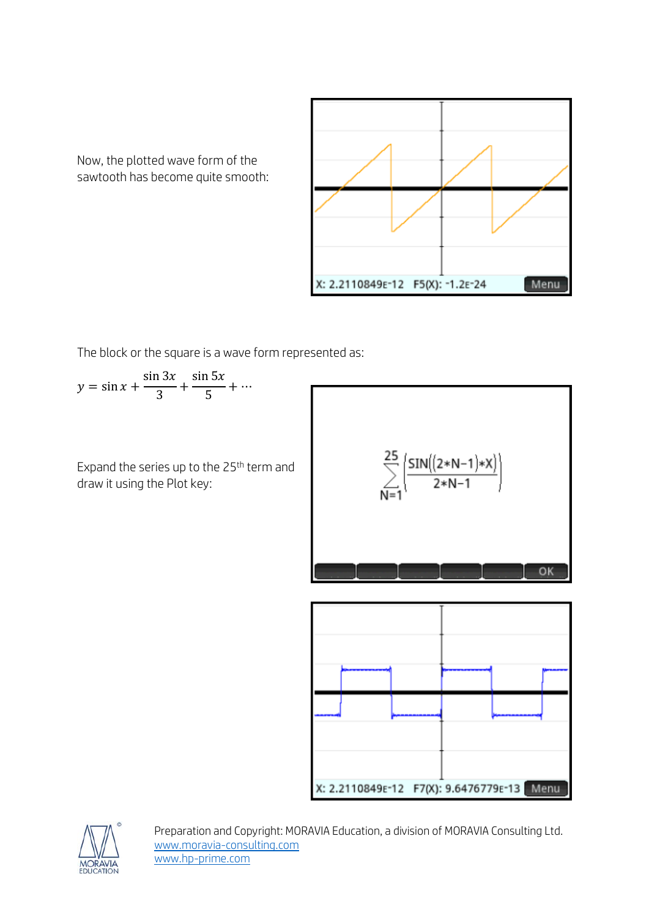Now, the plotted wave form of the sawtooth has become quite smooth:

X: 2.2110849E-12 F5(X): -1.2E-24 Menu

The block or the square is a wave form represented as:

$$y = \sin x + \frac{\sin 3x}{3} + \frac{\sin 5x}{5} + \cdots$$

Expand the series up to the 25th term and draw it using the Plot key:

$$\sum_{N=1}^{25} \left( \frac{\text{SIN}((2*N-1)*X)}{2*N-1} \right)$$

OK

X: 2.2110849E-12 F7(X): 9.6476779E-13 Menu

Preparation and Copyright: MORAVIA Education, a division of MORAVIA Consulting Ltd.
www.moravia-consulting.com
www.hp-prime.com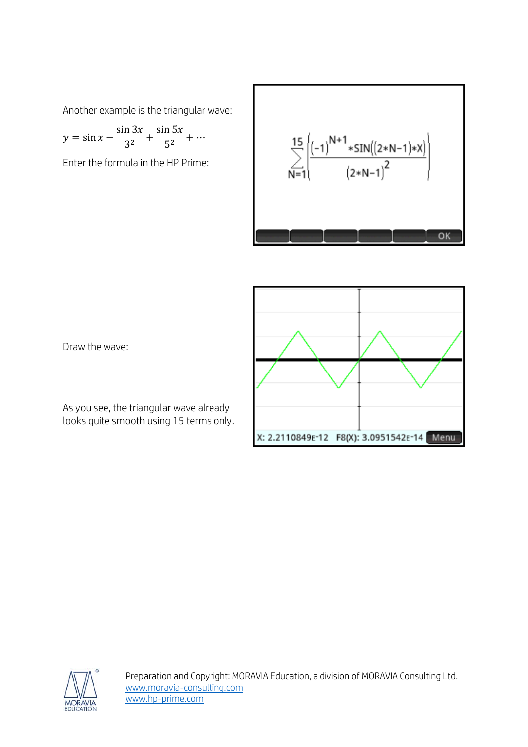Another example is the triangular wave:

$$y = \sin x - \frac{\sin 3x}{3^2} + \frac{\sin 5x}{5^2} + \cdots$$

Enter the formula in the HP Prime:

$$\sum_{N=1}^{15}\left(\frac{(-1)^{N+1} * \text{SIN}((2*N-1)*X)}{(2*N-1)^2}\right)$$

OK

Draw the wave:

X: 2.2110849E-12   F8(X): 3.0951542E-14   Menu

As you see, the triangular wave already looks quite smooth using 15 terms only.

Preparation and Copyright: MORAVIA Education, a division of MORAVIA Consulting Ltd.
www.moravia-consulting.com
www.hp-prime.com